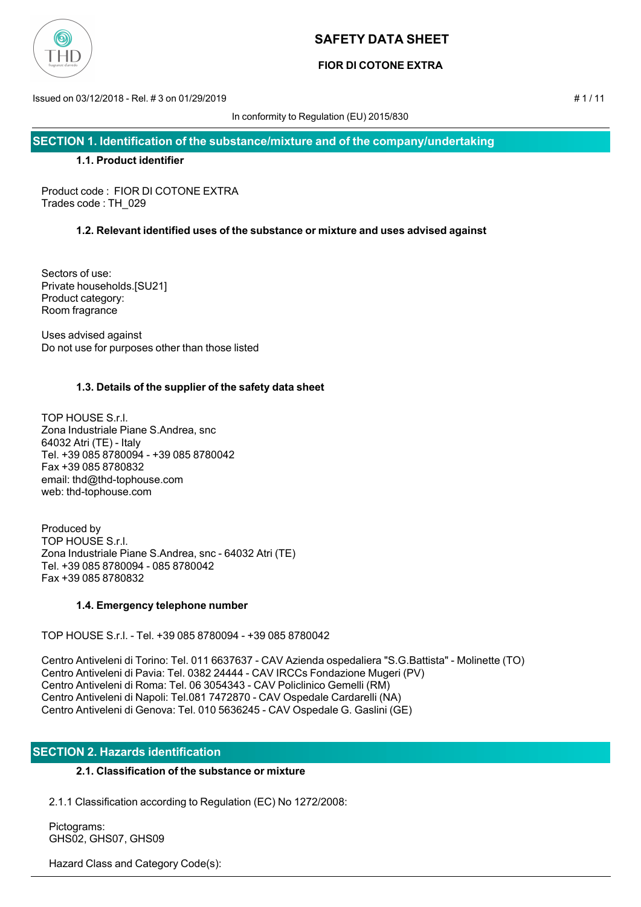# SAFETY DATA SHEET

## FIOR DI COTONE EXTRA

Issued on 03/12/2018 - Rel. # 3 on 01/29/2019

In conformity to Regulation (EU) 2015/830

## SECTION 1. Identification of the substance/mixture and of the company/undertaking

### 1.1. Product identifier

Product code : FIOR DI COTONE EXTRA
Trades code : TH_029

### 1.2. Relevant identified uses of the substance or mixture and uses advised against

Sectors of use:
Private households.[SU21]
Product category:
Room fragrance

Uses advised against
Do not use for purposes other than those listed

### 1.3. Details of the supplier of the safety data sheet

TOP HOUSE S.r.l.
Zona Industriale Piane S.Andrea, snc
64032 Atri (TE) - Italy
Tel. +39 085 8780094 - +39 085 8780042
Fax +39 085 8780832
email: thd@thd-tophouse.com
web: thd-tophouse.com

Produced by
TOP HOUSE S.r.l.
Zona Industriale Piane S.Andrea, snc - 64032 Atri (TE)
Tel. +39 085 8780094 - 085 8780042
Fax +39 085 8780832

### 1.4. Emergency telephone number

TOP HOUSE S.r.l. - Tel. +39 085 8780094 - +39 085 8780042

Centro Antiveleni di Torino: Tel. 011 6637637 - CAV Azienda ospedaliera "S.G.Battista" - Molinette (TO)
Centro Antiveleni di Pavia: Tel. 0382 24444 - CAV IRCCs Fondazione Mugeri (PV)
Centro Antiveleni di Roma: Tel. 06 3054343 - CAV Policlinico Gemelli (RM)
Centro Antiveleni di Napoli: Tel.081 7472870 - CAV Ospedale Cardarelli (NA)
Centro Antiveleni di Genova: Tel. 010 5636245 - CAV Ospedale G. Gaslini (GE)

## SECTION 2. Hazards identification

### 2.1. Classification of the substance or mixture

2.1.1 Classification according to Regulation (EC) No 1272/2008:

Pictograms:
GHS02, GHS07, GHS09

Hazard Class and Category Code(s):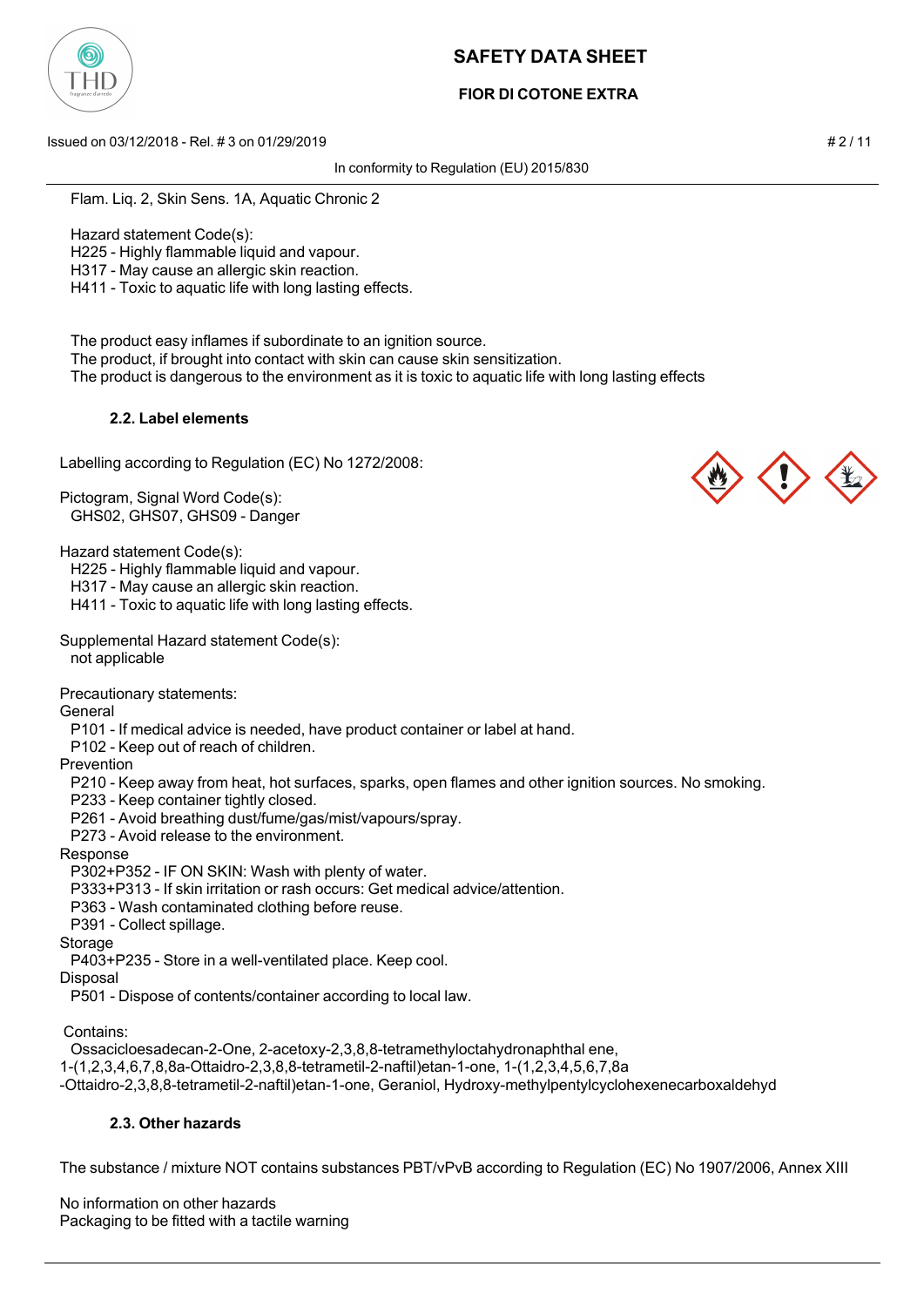Flam. Liq. 2, Skin Sens. 1A, Aquatic Chronic 2

Hazard statement Code(s):
H225 - Highly flammable liquid and vapour.
H317 - May cause an allergic skin reaction.
H411 - Toxic to aquatic life with long lasting effects.

The product easy inflames if subordinate to an ignition source.
The product, if brought into contact with skin can cause skin sensitization.
The product is dangerous to the environment as it is toxic to aquatic life with long lasting effects

### 2.2. Label elements

Labelling according to Regulation (EC) No 1272/2008:

Pictogram, Signal Word Code(s):
GHS02, GHS07, GHS09 - Danger

Hazard statement Code(s):
H225 - Highly flammable liquid and vapour.
H317 - May cause an allergic skin reaction.
H411 - Toxic to aquatic life with long lasting effects.

Supplemental Hazard statement Code(s):
not applicable

Precautionary statements:

General
P101 - If medical advice is needed, have product container or label at hand.
P102 - Keep out of reach of children.

Prevention
P210 - Keep away from heat, hot surfaces, sparks, open flames and other ignition sources. No smoking.
P233 - Keep container tightly closed.
P261 - Avoid breathing dust/fume/gas/mist/vapours/spray.
P273 - Avoid release to the environment.

Response
P302+P352 - IF ON SKIN: Wash with plenty of water.
P333+P313 - If skin irritation or rash occurs: Get medical advice/attention.
P363 - Wash contaminated clothing before reuse.
P391 - Collect spillage.

Storage
P403+P235 - Store in a well-ventilated place. Keep cool.

Disposal
P501 - Dispose of contents/container according to local law.

Contains:
Ossacicloesadecan-2-One, 2-acetoxy-2,3,8,8-tetramethyloctahydronaphthal ene, 1-(1,2,3,4,6,7,8,8a-Ottaidro-2,3,8,8-tetrametil-2-naftil)etan-1-one, 1-(1,2,3,4,5,6,7,8a -Ottaidro-2,3,8,8-tetrametil-2-naftil)etan-1-one, Geraniol, Hydroxy-methylpentylcyclohexenecarboxaldehyd

### 2.3. Other hazards

The substance / mixture NOT contains substances PBT/vPvB according to Regulation (EC) No 1907/2006, Annex XIII

No information on other hazards
Packaging to be fitted with a tactile warning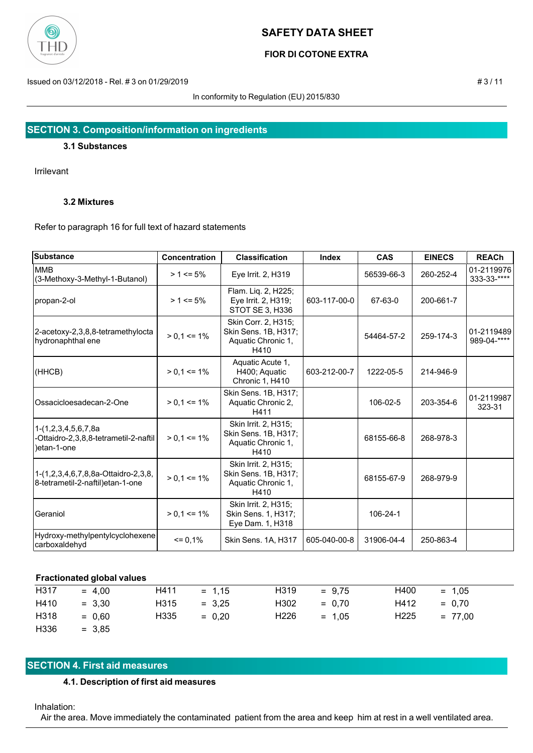## SECTION 3. Composition/information on ingredients

### 3.1 Substances

Irrilevant

### 3.2 Mixtures

Refer to paragraph 16 for full text of hazard statements

| Substance | Concentration | Classification | Index | CAS | EINECS | REACh |
|---|---|---|---|---|---|---|
| MMB (3-Methoxy-3-Methyl-1-Butanol) | > 1 <= 5% | Eye Irrit. 2, H319 | | 56539-66-3 | 260-252-4 | 01-2119976333-33-**** |
| propan-2-ol | > 1 <= 5% | Flam. Liq. 2, H225; Eye Irrit. 2, H319; STOT SE 3, H336 | 603-117-00-0 | 67-63-0 | 200-661-7 | |
| 2-acetoxy-2,3,8,8-tetramethylocta hydronaphthal ene | > 0,1 <= 1% | Skin Corr. 2, H315; Skin Sens. 1B, H317; Aquatic Chronic 1, H410 | | 54464-57-2 | 259-174-3 | 01-2119489989-04-**** |
| (HHCB) | > 0,1 <= 1% | Aquatic Acute 1, H400; Aquatic Chronic 1, H410 | 603-212-00-7 | 1222-05-5 | 214-946-9 | |
| Ossacicloesadecan-2-One | > 0,1 <= 1% | Skin Sens. 1B, H317; Aquatic Chronic 2, H411 | | 106-02-5 | 203-354-6 | 01-2119987323-31 |
| 1-(1,2,3,4,5,6,7,8a -Ottaidro-2,3,8,8-tetrametil-2-naftil )etan-1-one | > 0,1 <= 1% | Skin Irrit. 2, H315; Skin Sens. 1B, H317; Aquatic Chronic 1, H410 | | 68155-66-8 | 268-978-3 | |
| 1-(1,2,3,4,6,7,8,8a-Ottaidro-2,3,8,8-tetrametil-2-naftil)etan-1-one | > 0,1 <= 1% | Skin Irrit. 2, H315; Skin Sens. 1B, H317; Aquatic Chronic 1, H410 | | 68155-67-9 | 268-979-9 | |
| Geraniol | > 0,1 <= 1% | Skin Irrit. 2, H315; Skin Sens. 1, H317; Eye Dam. 1, H318 | | 106-24-1 | | |
| Hydroxy-methylpentylcyclohexene carboxaldehyd | <= 0,1% | Skin Sens. 1A, H317 | 605-040-00-8 | 31906-04-4 | 250-863-4 | |

**Fractionated global values**

| | | | | | | | |
|---|---|---|---|---|---|---|---|
| H317 | = 4,00 | H411 | = 1,15 | H319 | = 9,75 | H400 | = 1,05 |
| H410 | = 3,30 | H315 | = 3,25 | H302 | = 0,70 | H412 | = 0,70 |
| H318 | = 0,60 | H335 | = 0,20 | H226 | = 1,05 | H225 | = 77,00 |
| H336 | = 3,85 | | | | | | |

## SECTION 4. First aid measures

### 4.1. Description of first aid measures

Inhalation:

Air the area. Move immediately the contaminated patient from the area and keep him at rest in a well ventilated area.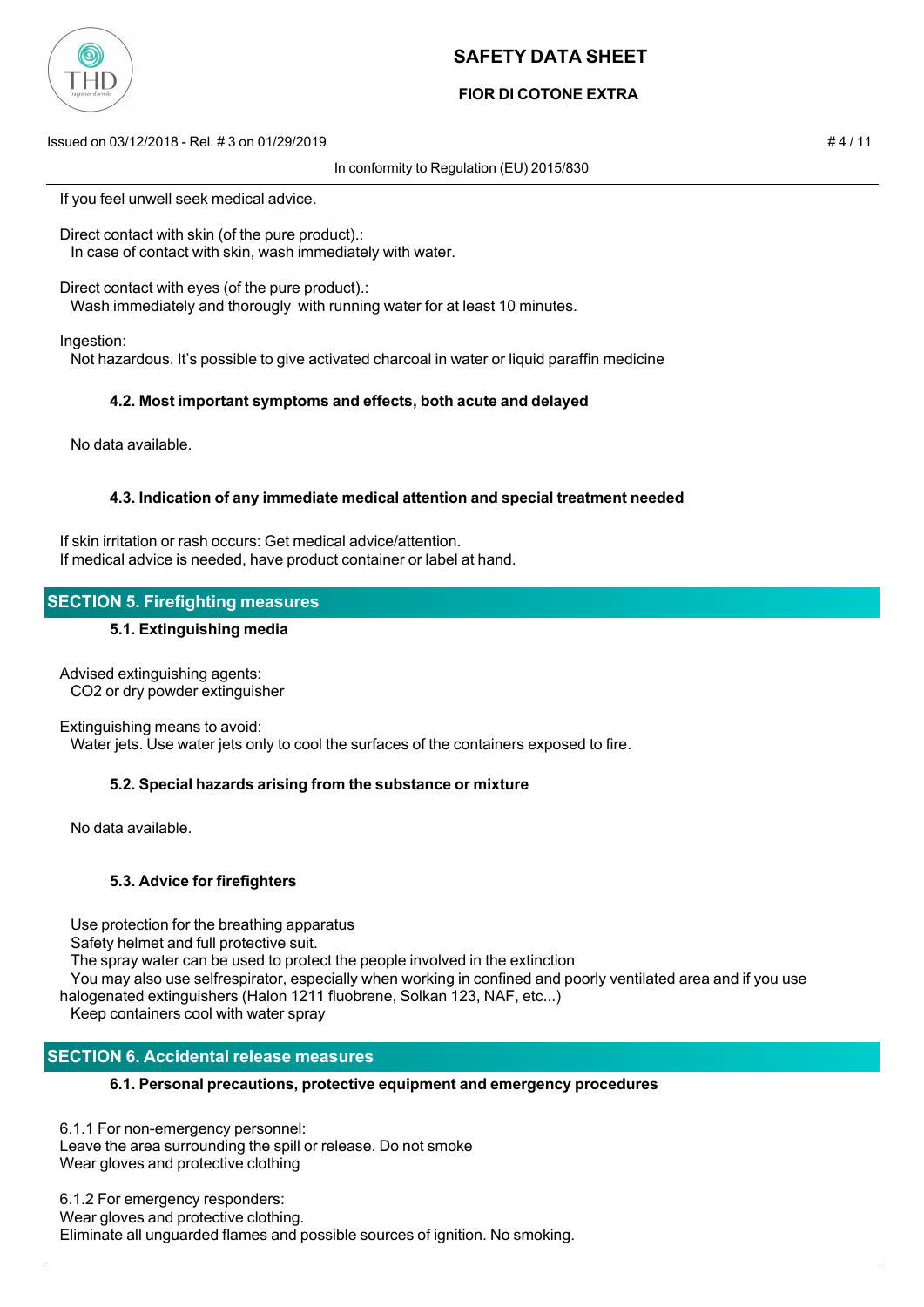If you feel unwell seek medical advice.

Direct contact with skin (of the pure product).:
In case of contact with skin, wash immediately with water.

Direct contact with eyes (of the pure product).:
Wash immediately and thorougly with running water for at least 10 minutes.

Ingestion:
Not hazardous. It’s possible to give activated charcoal in water or liquid paraffin medicine

### 4.2. Most important symptoms and effects, both acute and delayed

No data available.

### 4.3. Indication of any immediate medical attention and special treatment needed

If skin irritation or rash occurs: Get medical advice/attention.
If medical advice is needed, have product container or label at hand.

## SECTION 5. Firefighting measures

### 5.1. Extinguishing media

Advised extinguishing agents:
$CO_2$ or dry powder extinguisher

Extinguishing means to avoid:
Water jets. Use water jets only to cool the surfaces of the containers exposed to fire.

### 5.2. Special hazards arising from the substance or mixture

No data available.

### 5.3. Advice for firefighters

Use protection for the breathing apparatus
Safety helmet and full protective suit.
The spray water can be used to protect the people involved in the extinction
You may also use selfrespirator, especially when working in confined and poorly ventilated area and if you use halogenated extinguishers (Halon 1211 fluobrene, Solkan 123, NAF, etc...)
Keep containers cool with water spray

## SECTION 6. Accidental release measures

### 6.1. Personal precautions, protective equipment and emergency procedures

6.1.1 For non-emergency personnel:
Leave the area surrounding the spill or release. Do not smoke
Wear gloves and protective clothing

6.1.2 For emergency responders:
Wear gloves and protective clothing.
Eliminate all unguarded flames and possible sources of ignition. No smoking.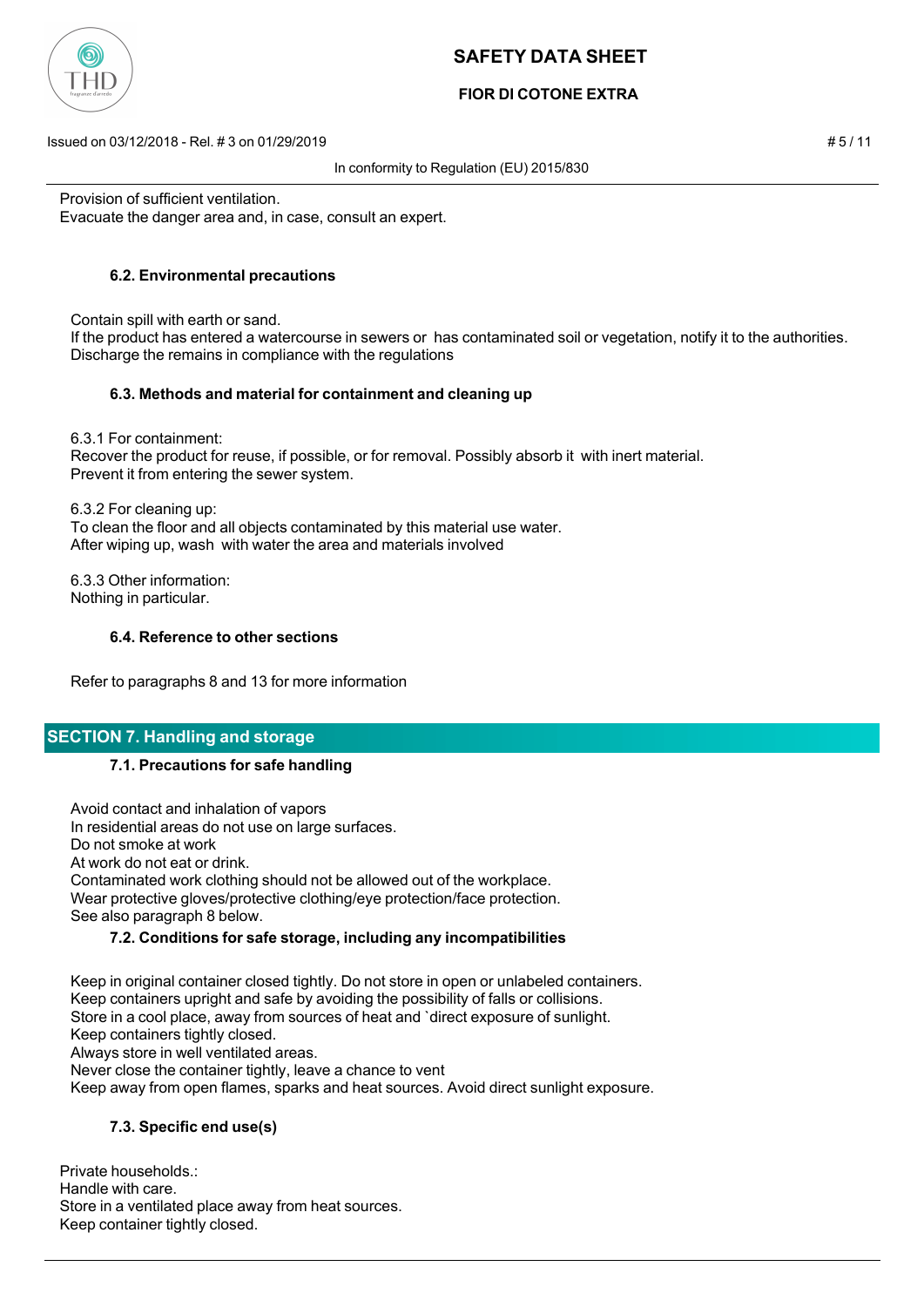Provision of sufficient ventilation.
Evacuate the danger area and, in case, consult an expert.

### 6.2. Environmental precautions

Contain spill with earth or sand.
If the product has entered a watercourse in sewers or has contaminated soil or vegetation, notify it to the authorities.
Discharge the remains in compliance with the regulations

### 6.3. Methods and material for containment and cleaning up

6.3.1 For containment:
Recover the product for reuse, if possible, or for removal. Possibly absorb it with inert material.
Prevent it from entering the sewer system.

6.3.2 For cleaning up:
To clean the floor and all objects contaminated by this material use water.
After wiping up, wash with water the area and materials involved

6.3.3 Other information:
Nothing in particular.

### 6.4. Reference to other sections

Refer to paragraphs 8 and 13 for more information

## SECTION 7. Handling and storage

### 7.1. Precautions for safe handling

Avoid contact and inhalation of vapors
In residential areas do not use on large surfaces.
Do not smoke at work
At work do not eat or drink.
Contaminated work clothing should not be allowed out of the workplace.
Wear protective gloves/protective clothing/eye protection/face protection.
See also paragraph 8 below.

### 7.2. Conditions for safe storage, including any incompatibilities

Keep in original container closed tightly. Do not store in open or unlabeled containers.
Keep containers upright and safe by avoiding the possibility of falls or collisions.
Store in a cool place, away from sources of heat and `direct exposure of sunlight.
Keep containers tightly closed.
Always store in well ventilated areas.
Never close the container tightly, leave a chance to vent
Keep away from open flames, sparks and heat sources. Avoid direct sunlight exposure.

### 7.3. Specific end use(s)

Private households.:
Handle with care.
Store in a ventilated place away from heat sources.
Keep container tightly closed.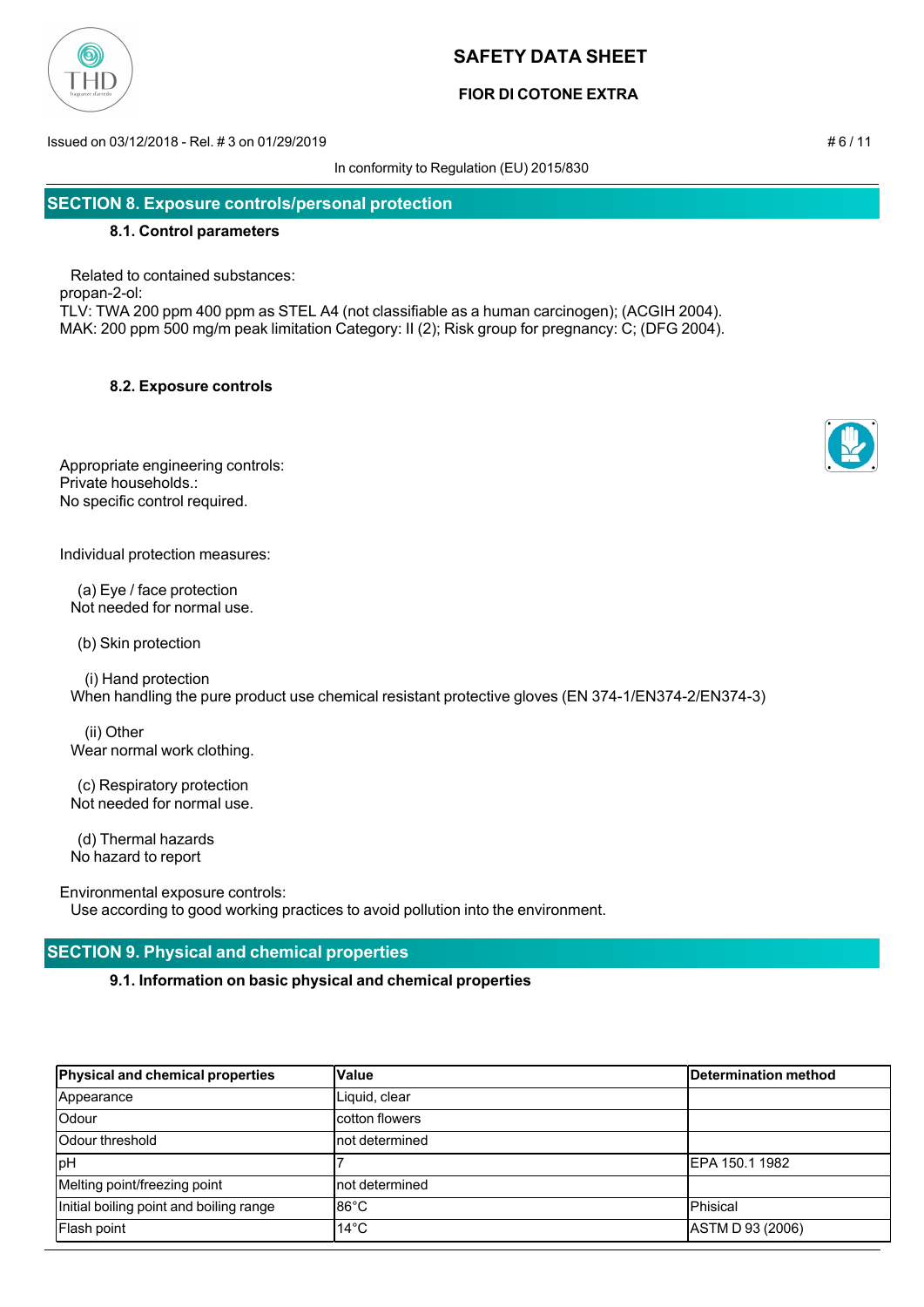## SECTION 8. Exposure controls/personal protection

### 8.1. Control parameters

Related to contained substances:
propan-2-ol:
TLV: TWA 200 ppm 400 ppm as STEL A4 (not classifiable as a human carcinogen); (ACGIH 2004).
MAK: 200 ppm 500 mg/m peak limitation Category: II (2); Risk group for pregnancy: C; (DFG 2004).

### 8.2. Exposure controls

Appropriate engineering controls:
Private households.:
No specific control required.

Individual protection measures:

(a) Eye / face protection
Not needed for normal use.

(b) Skin protection

(i) Hand protection
When handling the pure product use chemical resistant protective gloves (EN 374-1/EN374-2/EN374-3)

(ii) Other
Wear normal work clothing.

(c) Respiratory protection
Not needed for normal use.

(d) Thermal hazards
No hazard to report

Environmental exposure controls:
Use according to good working practices to avoid pollution into the environment.

## SECTION 9. Physical and chemical properties

### 9.1. Information on basic physical and chemical properties

| Physical and chemical properties | Value | Determination method |
|---|---|---|
| Appearance | Liquid, clear | |
| Odour | cotton flowers | |
| Odour threshold | not determined | |
| pH | 7 | EPA 150.1 1982 |
| Melting point/freezing point | not determined | |
| Initial boiling point and boiling range | 86°C | Phisical |
| Flash point | 14°C | ASTM D 93 (2006) |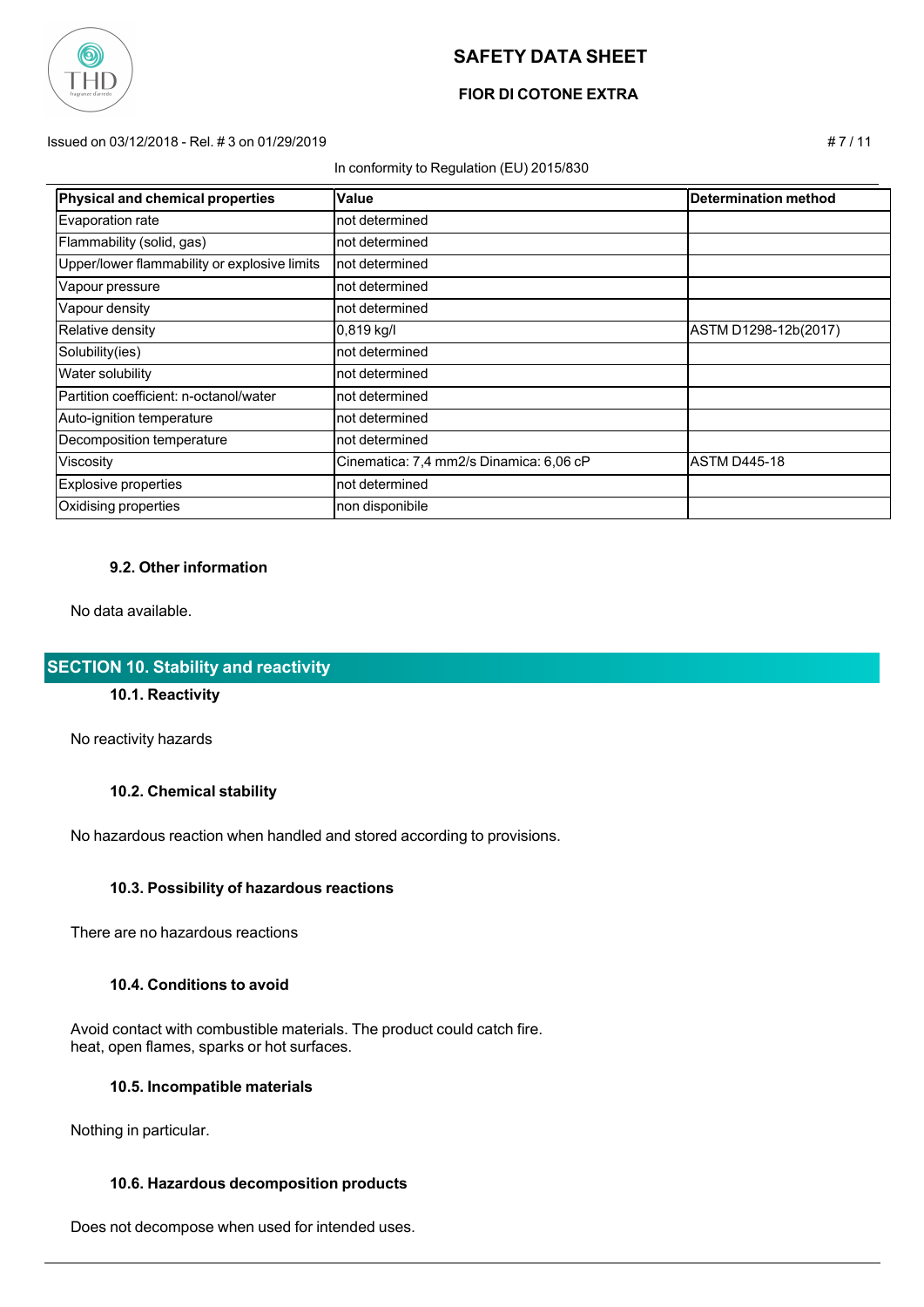| Physical and chemical properties | Value | Determination method |
|---|---|---|
| Evaporation rate | not determined | |
| Flammability (solid, gas) | not determined | |
| Upper/lower flammability or explosive limits | not determined | |
| Vapour pressure | not determined | |
| Vapour density | not determined | |
| Relative density | 0,819 kg/l | ASTM D1298-12b(2017) |
| Solubility(ies) | not determined | |
| Water solubility | not determined | |
| Partition coefficient: n-octanol/water | not determined | |
| Auto-ignition temperature | not determined | |
| Decomposition temperature | not determined | |
| Viscosity | Cinematica: 7,4 mm2/s Dinamica: 6,06 cP | ASTM D445-18 |
| Explosive properties | not determined | |
| Oxidising properties | non disponibile | |

### 9.2. Other information

No data available.

## SECTION 10. Stability and reactivity

### 10.1. Reactivity

No reactivity hazards

### 10.2. Chemical stability

No hazardous reaction when handled and stored according to provisions.

### 10.3. Possibility of hazardous reactions

There are no hazardous reactions

### 10.4. Conditions to avoid

Avoid contact with combustible materials. The product could catch fire.
heat, open flames, sparks or hot surfaces.

### 10.5. Incompatible materials

Nothing in particular.

### 10.6. Hazardous decomposition products

Does not decompose when used for intended uses.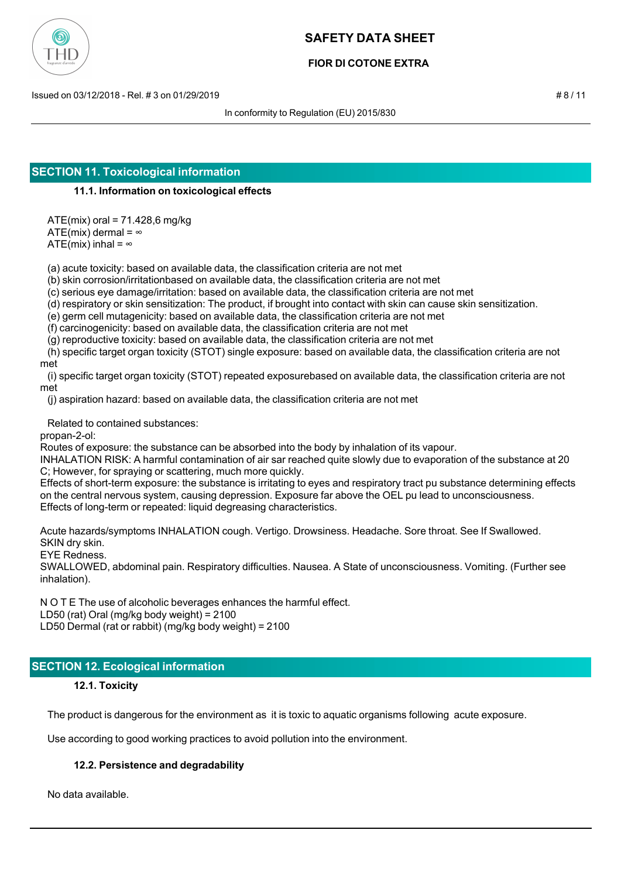## SECTION 11. Toxicological information

### 11.1. Information on toxicological effects

ATE(mix) oral = 71.428,6 mg/kg
ATE(mix) dermal = ∞
ATE(mix) inhal = ∞

(a) acute toxicity: based on available data, the classification criteria are not met
(b) skin corrosion/irritationbased on available data, the classification criteria are not met
(c) serious eye damage/irritation: based on available data, the classification criteria are not met
(d) respiratory or skin sensitization: The product, if brought into contact with skin can cause skin sensitization.
(e) germ cell mutagenicity: based on available data, the classification criteria are not met
(f) carcinogenicity: based on available data, the classification criteria are not met
(g) reproductive toxicity: based on available data, the classification criteria are not met
(h) specific target organ toxicity (STOT) single exposure: based on available data, the classification criteria are not met
(i) specific target organ toxicity (STOT) repeated exposurebased on available data, the classification criteria are not met
(j) aspiration hazard: based on available data, the classification criteria are not met

Related to contained substances:
propan-2-ol:
Routes of exposure: the substance can be absorbed into the body by inhalation of its vapour.
INHALATION RISK: A harmful contamination of air sar reached quite slowly due to evaporation of the substance at 20 C; However, for spraying or scattering, much more quickly.
Effects of short-term exposure: the substance is irritating to eyes and respiratory tract pu substance determining effects on the central nervous system, causing depression. Exposure far above the OEL pu lead to unconsciousness.
Effects of long-term or repeated: liquid degreasing characteristics.

Acute hazards/symptoms INHALATION cough. Vertigo. Drowsiness. Headache. Sore throat. See If Swallowed.
SKIN dry skin.
EYE Redness.
SWALLOWED, abdominal pain. Respiratory difficulties. Nausea. A State of unconsciousness. Vomiting. (Further see inhalation).

N O T E The use of alcoholic beverages enhances the harmful effect.
LD50 (rat) Oral (mg/kg body weight) = 2100
LD50 Dermal (rat or rabbit) (mg/kg body weight) = 2100

## SECTION 12. Ecological information

### 12.1. Toxicity

The product is dangerous for the environment as it is toxic to aquatic organisms following acute exposure.

Use according to good working practices to avoid pollution into the environment.

### 12.2. Persistence and degradability

No data available.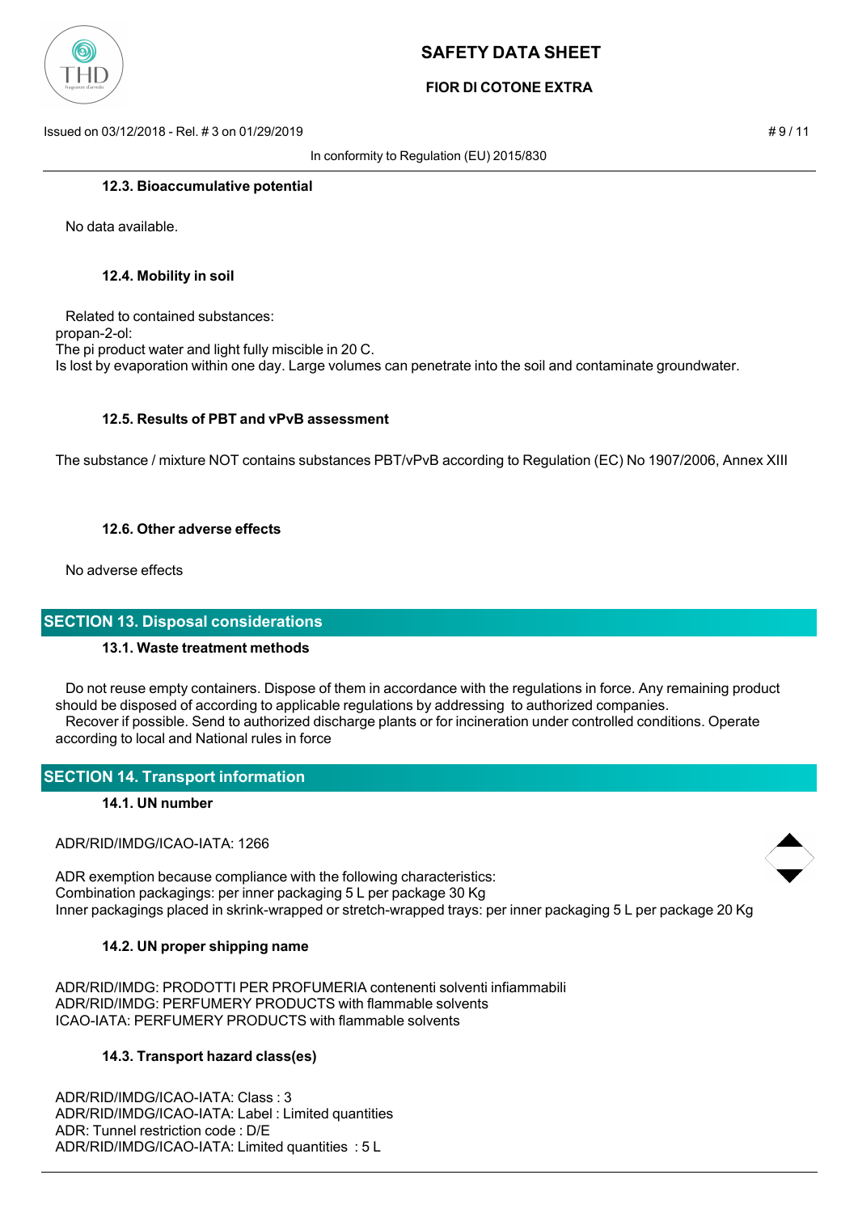### 12.3. Bioaccumulative potential

No data available.

### 12.4. Mobility in soil

Related to contained substances:
propan-2-ol:
The pi product water and light fully miscible in 20 C.
Is lost by evaporation within one day. Large volumes can penetrate into the soil and contaminate groundwater.

### 12.5. Results of PBT and vPvB assessment

The substance / mixture NOT contains substances PBT/vPvB according to Regulation (EC) No 1907/2006, Annex XIII

### 12.6. Other adverse effects

No adverse effects

## SECTION 13. Disposal considerations

### 13.1. Waste treatment methods

Do not reuse empty containers. Dispose of them in accordance with the regulations in force. Any remaining product should be disposed of according to applicable regulations by addressing to authorized companies.
Recover if possible. Send to authorized discharge plants or for incineration under controlled conditions. Operate according to local and National rules in force

## SECTION 14. Transport information

### 14.1. UN number

ADR/RID/IMDG/ICAO-IATA: 1266

ADR exemption because compliance with the following characteristics:
Combination packagings: per inner packaging 5 L per package 30 Kg
Inner packagings placed in skrink-wrapped or stretch-wrapped trays: per inner packaging 5 L per package 20 Kg

### 14.2. UN proper shipping name

ADR/RID/IMDG: PRODOTTI PER PROFUMERIA contenenti solventi infiammabili
ADR/RID/IMDG: PERFUMERY PRODUCTS with flammable solvents
ICAO-IATA: PERFUMERY PRODUCTS with flammable solvents

### 14.3. Transport hazard class(es)

ADR/RID/IMDG/ICAO-IATA: Class : 3
ADR/RID/IMDG/ICAO-IATA: Label : Limited quantities
ADR: Tunnel restriction code : D/E
ADR/RID/IMDG/ICAO-IATA: Limited quantities : 5 L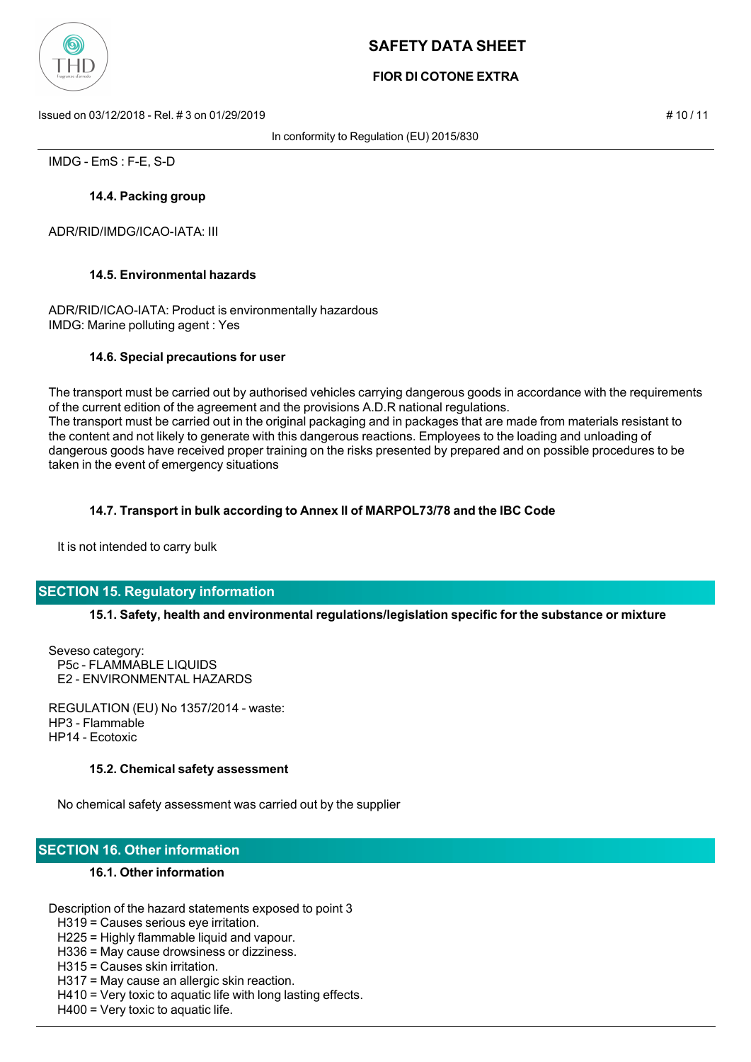IMDG - EmS : F-E, S-D

### 14.4. Packing group

ADR/RID/IMDG/ICAO-IATA: III

### 14.5. Environmental hazards

ADR/RID/ICAO-IATA: Product is environmentally hazardous
IMDG: Marine polluting agent : Yes

### 14.6. Special precautions for user

The transport must be carried out by authorised vehicles carrying dangerous goods in accordance with the requirements of the current edition of the agreement and the provisions A.D.R national regulations.
The transport must be carried out in the original packaging and in packages that are made from materials resistant to the content and not likely to generate with this dangerous reactions. Employees to the loading and unloading of dangerous goods have received proper training on the risks presented by prepared and on possible procedures to be taken in the event of emergency situations

### 14.7. Transport in bulk according to Annex II of MARPOL73/78 and the IBC Code

It is not intended to carry bulk

## SECTION 15. Regulatory information

### 15.1. Safety, health and environmental regulations/legislation specific for the substance or mixture

Seveso category:
- P5c - FLAMMABLE LIQUIDS
- E2 - ENVIRONMENTAL HAZARDS

REGULATION (EU) No 1357/2014 - waste:
HP3 - Flammable
HP14 - Ecotoxic

### 15.2. Chemical safety assessment

No chemical safety assessment was carried out by the supplier

## SECTION 16. Other information

### 16.1. Other information

Description of the hazard statements exposed to point 3
- H319 = Causes serious eye irritation.
- H225 = Highly flammable liquid and vapour.
- H336 = May cause drowsiness or dizziness.
- H315 = Causes skin irritation.
- H317 = May cause an allergic skin reaction.
- H410 = Very toxic to aquatic life with long lasting effects.
- H400 = Very toxic to aquatic life.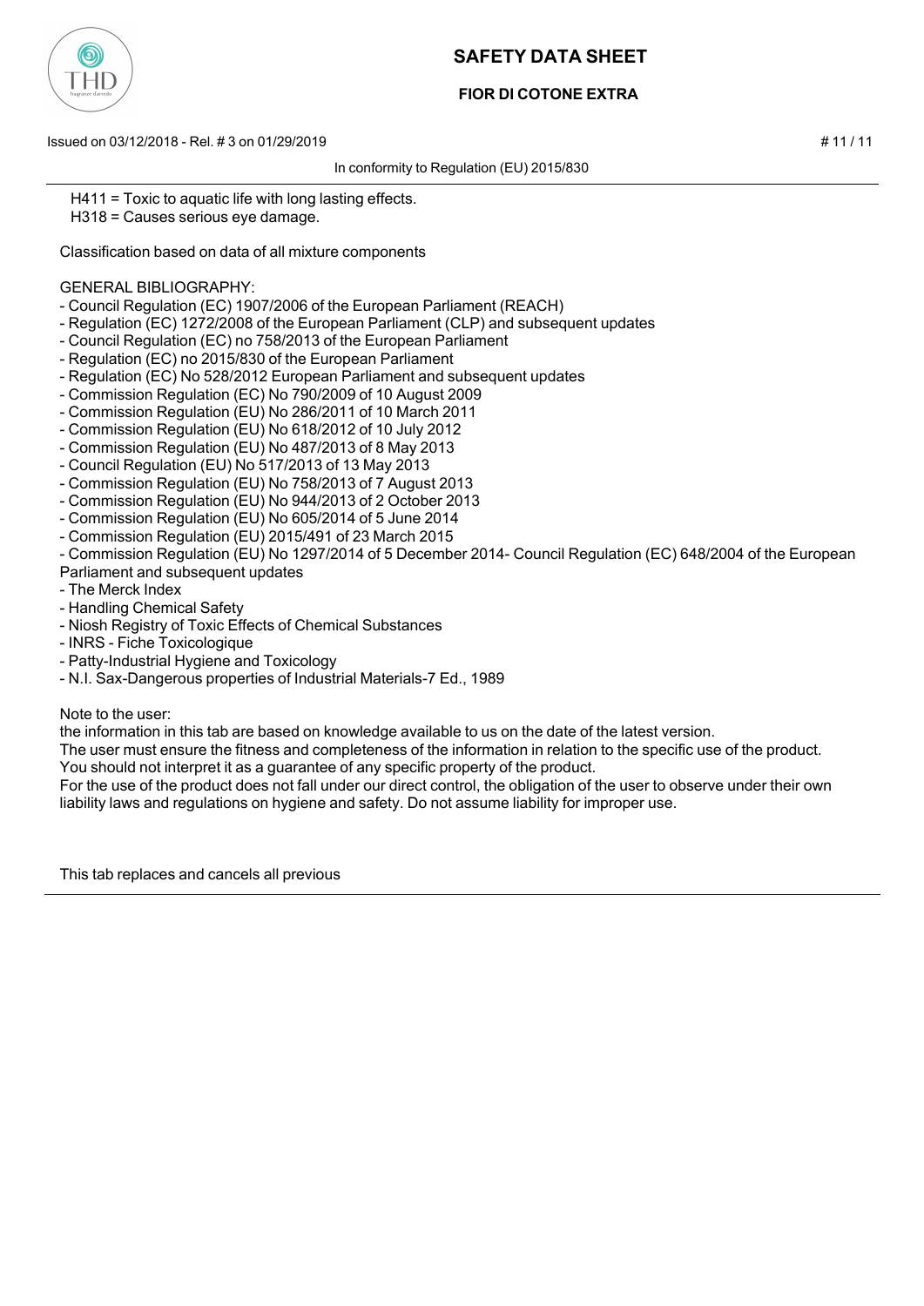H411 = Toxic to aquatic life with long lasting effects.
H318 = Causes serious eye damage.

Classification based on data of all mixture components

GENERAL BIBLIOGRAPHY:

- Council Regulation (EC) 1907/2006 of the European Parliament (REACH)
- Regulation (EC) 1272/2008 of the European Parliament (CLP) and subsequent updates
- Council Regulation (EC) no 758/2013 of the European Parliament
- Regulation (EC) no 2015/830 of the European Parliament
- Regulation (EC) No 528/2012 European Parliament and subsequent updates
- Commission Regulation (EC) No 790/2009 of 10 August 2009
- Commission Regulation (EU) No 286/2011 of 10 March 2011
- Commission Regulation (EU) No 618/2012 of 10 July 2012
- Commission Regulation (EU) No 487/2013 of 8 May 2013
- Council Regulation (EU) No 517/2013 of 13 May 2013
- Commission Regulation (EU) No 758/2013 of 7 August 2013
- Commission Regulation (EU) No 944/2013 of 2 October 2013
- Commission Regulation (EU) No 605/2014 of 5 June 2014
- Commission Regulation (EU) 2015/491 of 23 March 2015
- Commission Regulation (EU) No 1297/2014 of 5 December 2014- Council Regulation (EC) 648/2004 of the European Parliament and subsequent updates
- The Merck Index
- Handling Chemical Safety
- Niosh Registry of Toxic Effects of Chemical Substances
- INRS - Fiche Toxicologique
- Patty-Industrial Hygiene and Toxicology
- N.I. Sax-Dangerous properties of Industrial Materials-7 Ed., 1989

Note to the user:
the information in this tab are based on knowledge available to us on the date of the latest version.
The user must ensure the fitness and completeness of the information in relation to the specific use of the product.
You should not interpret it as a guarantee of any specific property of the product.
For the use of the product does not fall under our direct control, the obligation of the user to observe under their own liability laws and regulations on hygiene and safety. Do not assume liability for improper use.

This tab replaces and cancels all previous